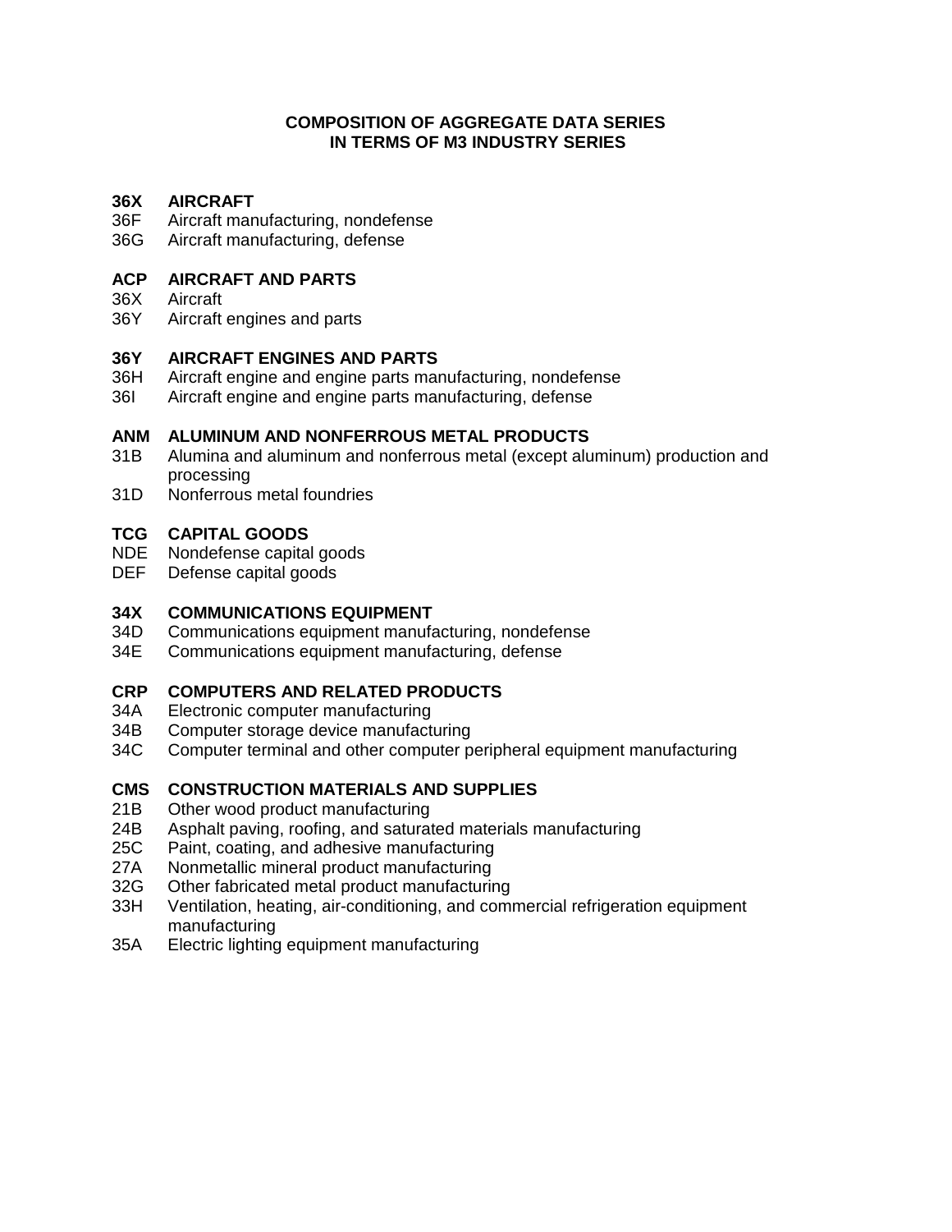# COMPOSITION OF AGGREGATE DATA SERIES IN TERMS OF M3 INDUSTRY SERIES

**36X AIRCRAFT**
36F Aircraft manufacturing, nondefense
36G Aircraft manufacturing, defense

**ACP AIRCRAFT AND PARTS**
36X Aircraft
36Y Aircraft engines and parts

**36Y AIRCRAFT ENGINES AND PARTS**
36H Aircraft engine and engine parts manufacturing, nondefense
36I Aircraft engine and engine parts manufacturing, defense

**ANM ALUMINUM AND NONFERROUS METAL PRODUCTS**
31B Alumina and aluminum and nonferrous metal (except aluminum) production and processing
31D Nonferrous metal foundries

**TCG CAPITAL GOODS**
NDE Nondefense capital goods
DEF Defense capital goods

**34X COMMUNICATIONS EQUIPMENT**
34D Communications equipment manufacturing, nondefense
34E Communications equipment manufacturing, defense

**CRP COMPUTERS AND RELATED PRODUCTS**
34A Electronic computer manufacturing
34B Computer storage device manufacturing
34C Computer terminal and other computer peripheral equipment manufacturing

**CMS CONSTRUCTION MATERIALS AND SUPPLIES**
21B Other wood product manufacturing
24B Asphalt paving, roofing, and saturated materials manufacturing
25C Paint, coating, and adhesive manufacturing
27A Nonmetallic mineral product manufacturing
32G Other fabricated metal product manufacturing
33H Ventilation, heating, air-conditioning, and commercial refrigeration equipment manufacturing
35A Electric lighting equipment manufacturing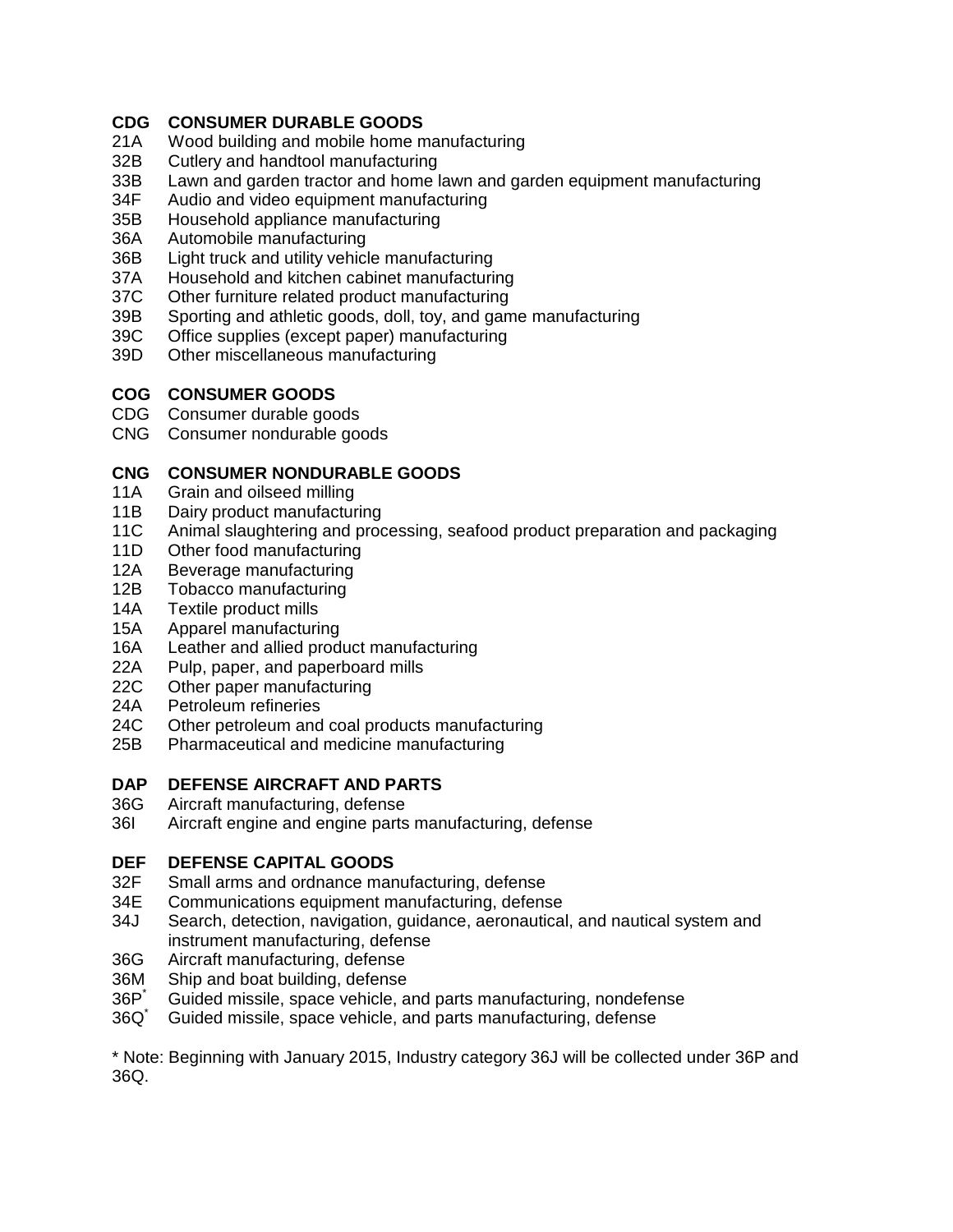**CDG CONSUMER DURABLE GOODS**
21A Wood building and mobile home manufacturing
32B Cutlery and handtool manufacturing
33B Lawn and garden tractor and home lawn and garden equipment manufacturing
34F Audio and video equipment manufacturing
35B Household appliance manufacturing
36A Automobile manufacturing
36B Light truck and utility vehicle manufacturing
37A Household and kitchen cabinet manufacturing
37C Other furniture related product manufacturing
39B Sporting and athletic goods, doll, toy, and game manufacturing
39C Office supplies (except paper) manufacturing
39D Other miscellaneous manufacturing

**COG CONSUMER GOODS**
CDG Consumer durable goods
CNG Consumer nondurable goods

**CNG CONSUMER NONDURABLE GOODS**
11A Grain and oilseed milling
11B Dairy product manufacturing
11C Animal slaughtering and processing, seafood product preparation and packaging
11D Other food manufacturing
12A Beverage manufacturing
12B Tobacco manufacturing
14A Textile product mills
15A Apparel manufacturing
16A Leather and allied product manufacturing
22A Pulp, paper, and paperboard mills
22C Other paper manufacturing
24A Petroleum refineries
24C Other petroleum and coal products manufacturing
25B Pharmaceutical and medicine manufacturing

**DAP DEFENSE AIRCRAFT AND PARTS**
36G Aircraft manufacturing, defense
36I Aircraft engine and engine parts manufacturing, defense

**DEF DEFENSE CAPITAL GOODS**
32F Small arms and ordnance manufacturing, defense
34E Communications equipment manufacturing, defense
34J Search, detection, navigation, guidance, aeronautical, and nautical system and instrument manufacturing, defense
36G Aircraft manufacturing, defense
36M Ship and boat building, defense
36P* Guided missile, space vehicle, and parts manufacturing, nondefense
36Q* Guided missile, space vehicle, and parts manufacturing, defense

* Note: Beginning with January 2015, Industry category 36J will be collected under 36P and 36Q.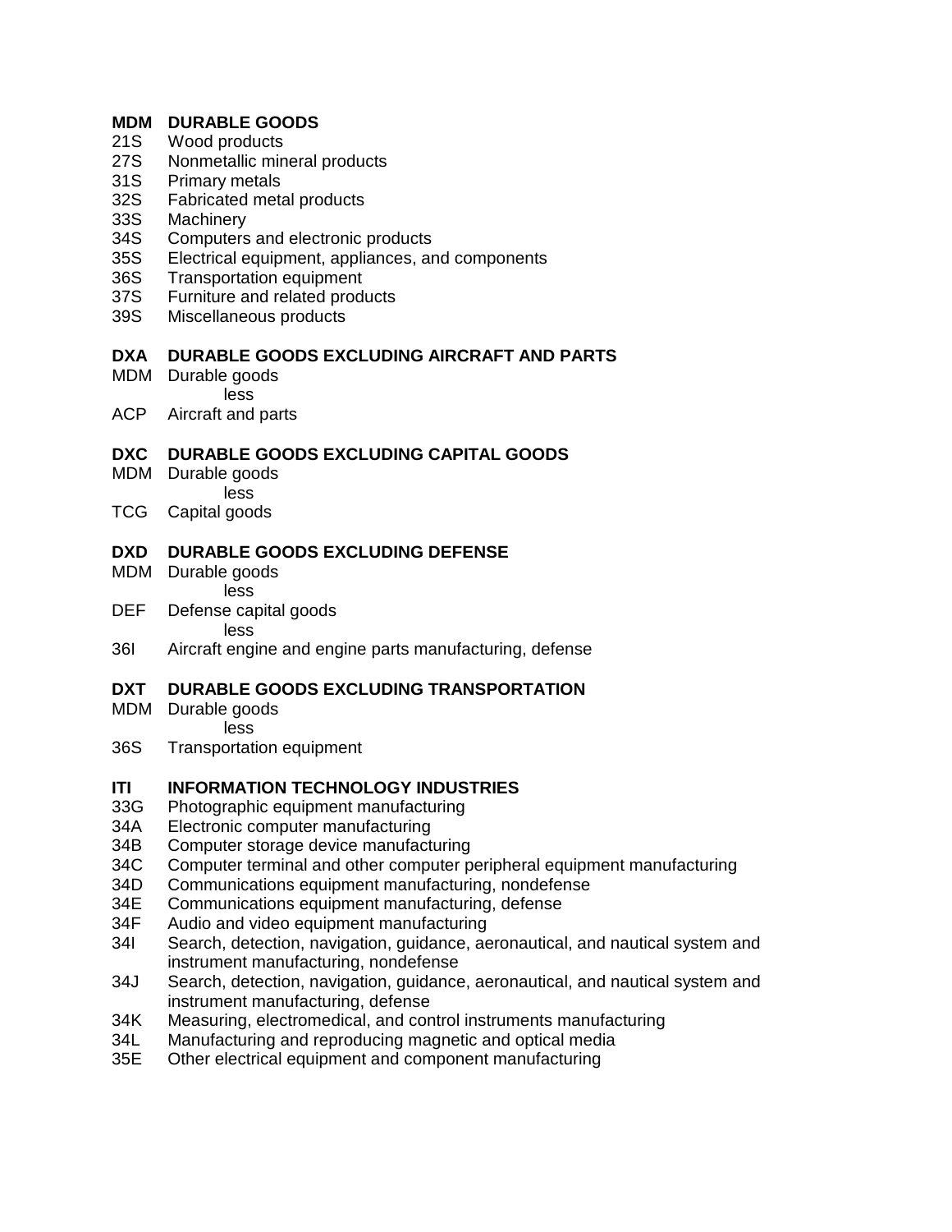**MDM DURABLE GOODS**

21S Wood products
27S Nonmetallic mineral products
31S Primary metals
32S Fabricated metal products
33S Machinery
34S Computers and electronic products
35S Electrical equipment, appliances, and components
36S Transportation equipment
37S Furniture and related products
39S Miscellaneous products

**DXA DURABLE GOODS EXCLUDING AIRCRAFT AND PARTS**

MDM Durable goods
less
ACP Aircraft and parts

**DXC DURABLE GOODS EXCLUDING CAPITAL GOODS**

MDM Durable goods
less
TCG Capital goods

**DXD DURABLE GOODS EXCLUDING DEFENSE**

MDM Durable goods
less
DEF Defense capital goods
less
36I Aircraft engine and engine parts manufacturing, defense

**DXT DURABLE GOODS EXCLUDING TRANSPORTATION**

MDM Durable goods
less
36S Transportation equipment

**ITI INFORMATION TECHNOLOGY INDUSTRIES**

33G Photographic equipment manufacturing
34A Electronic computer manufacturing
34B Computer storage device manufacturing
34C Computer terminal and other computer peripheral equipment manufacturing
34D Communications equipment manufacturing, nondefense
34E Communications equipment manufacturing, defense
34F Audio and video equipment manufacturing
34I Search, detection, navigation, guidance, aeronautical, and nautical system and instrument manufacturing, nondefense
34J Search, detection, navigation, guidance, aeronautical, and nautical system and instrument manufacturing, defense
34K Measuring, electromedical, and control instruments manufacturing
34L Manufacturing and reproducing magnetic and optical media
35E Other electrical equipment and component manufacturing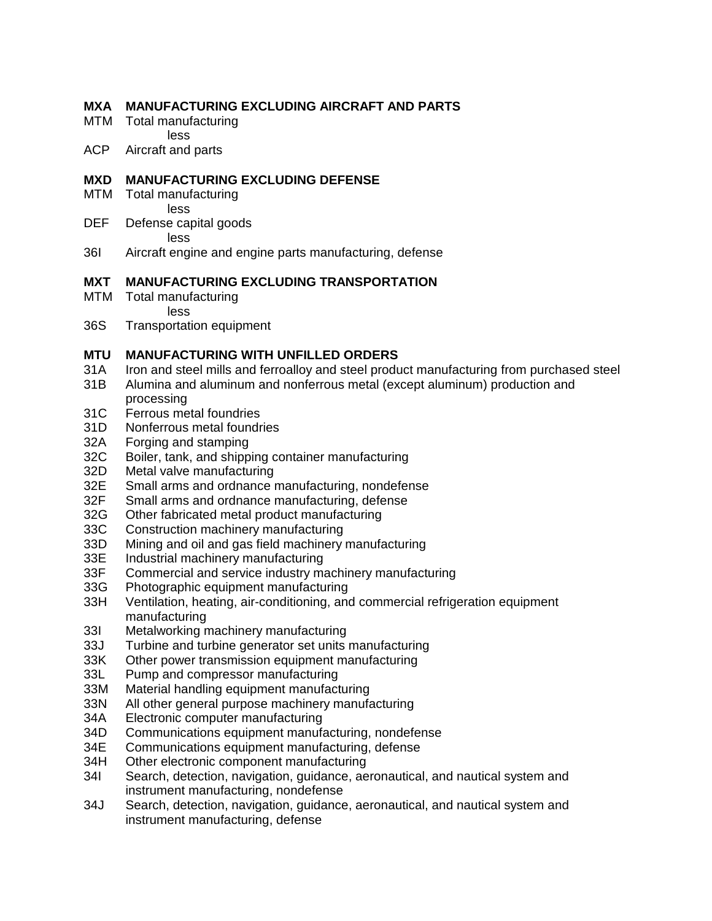**MXA MANUFACTURING EXCLUDING AIRCRAFT AND PARTS**

MTM Total manufacturing
less
ACP Aircraft and parts

**MXD MANUFACTURING EXCLUDING DEFENSE**

MTM Total manufacturing
less
DEF Defense capital goods
less
36I Aircraft engine and engine parts manufacturing, defense

**MXT MANUFACTURING EXCLUDING TRANSPORTATION**

MTM Total manufacturing
less
36S Transportation equipment

**MTU MANUFACTURING WITH UNFILLED ORDERS**

31A Iron and steel mills and ferroalloy and steel product manufacturing from purchased steel
31B Alumina and aluminum and nonferrous metal (except aluminum) production and processing
31C Ferrous metal foundries
31D Nonferrous metal foundries
32A Forging and stamping
32C Boiler, tank, and shipping container manufacturing
32D Metal valve manufacturing
32E Small arms and ordnance manufacturing, nondefense
32F Small arms and ordnance manufacturing, defense
32G Other fabricated metal product manufacturing
33C Construction machinery manufacturing
33D Mining and oil and gas field machinery manufacturing
33E Industrial machinery manufacturing
33F Commercial and service industry machinery manufacturing
33G Photographic equipment manufacturing
33H Ventilation, heating, air-conditioning, and commercial refrigeration equipment manufacturing
33I Metalworking machinery manufacturing
33J Turbine and turbine generator set units manufacturing
33K Other power transmission equipment manufacturing
33L Pump and compressor manufacturing
33M Material handling equipment manufacturing
33N All other general purpose machinery manufacturing
34A Electronic computer manufacturing
34D Communications equipment manufacturing, nondefense
34E Communications equipment manufacturing, defense
34H Other electronic component manufacturing
34I Search, detection, navigation, guidance, aeronautical, and nautical system and instrument manufacturing, nondefense
34J Search, detection, navigation, guidance, aeronautical, and nautical system and instrument manufacturing, defense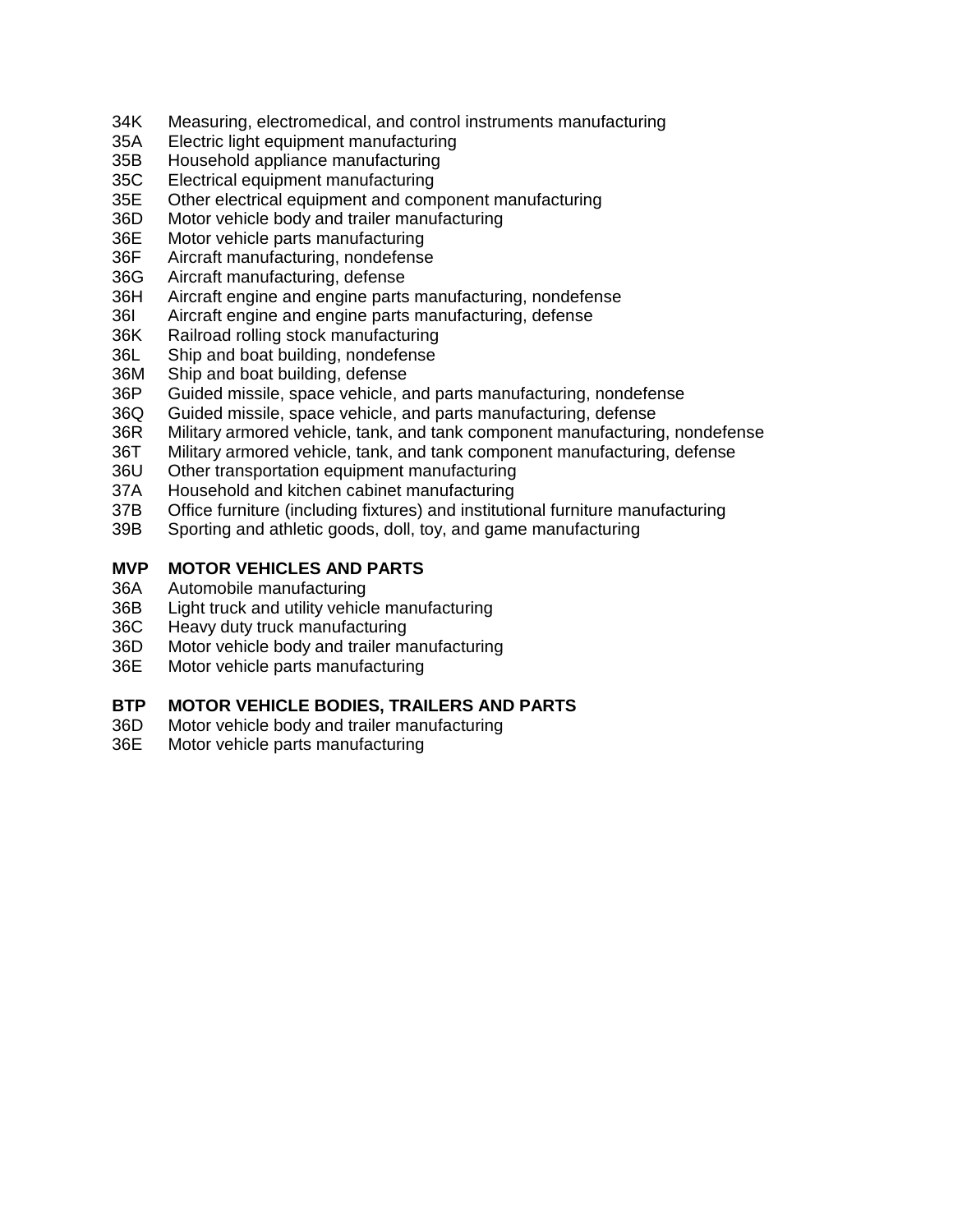34K Measuring, electromedical, and control instruments manufacturing
35A Electric light equipment manufacturing
35B Household appliance manufacturing
35C Electrical equipment manufacturing
35E Other electrical equipment and component manufacturing
36D Motor vehicle body and trailer manufacturing
36E Motor vehicle parts manufacturing
36F Aircraft manufacturing, nondefense
36G Aircraft manufacturing, defense
36H Aircraft engine and engine parts manufacturing, nondefense
36I Aircraft engine and engine parts manufacturing, defense
36K Railroad rolling stock manufacturing
36L Ship and boat building, nondefense
36M Ship and boat building, defense
36P Guided missile, space vehicle, and parts manufacturing, nondefense
36Q Guided missile, space vehicle, and parts manufacturing, defense
36R Military armored vehicle, tank, and tank component manufacturing, nondefense
36T Military armored vehicle, tank, and tank component manufacturing, defense
36U Other transportation equipment manufacturing
37A Household and kitchen cabinet manufacturing
37B Office furniture (including fixtures) and institutional furniture manufacturing
39B Sporting and athletic goods, doll, toy, and game manufacturing

**MVP MOTOR VEHICLES AND PARTS**
36A Automobile manufacturing
36B Light truck and utility vehicle manufacturing
36C Heavy duty truck manufacturing
36D Motor vehicle body and trailer manufacturing
36E Motor vehicle parts manufacturing

**BTP MOTOR VEHICLE BODIES, TRAILERS AND PARTS**
36D Motor vehicle body and trailer manufacturing
36E Motor vehicle parts manufacturing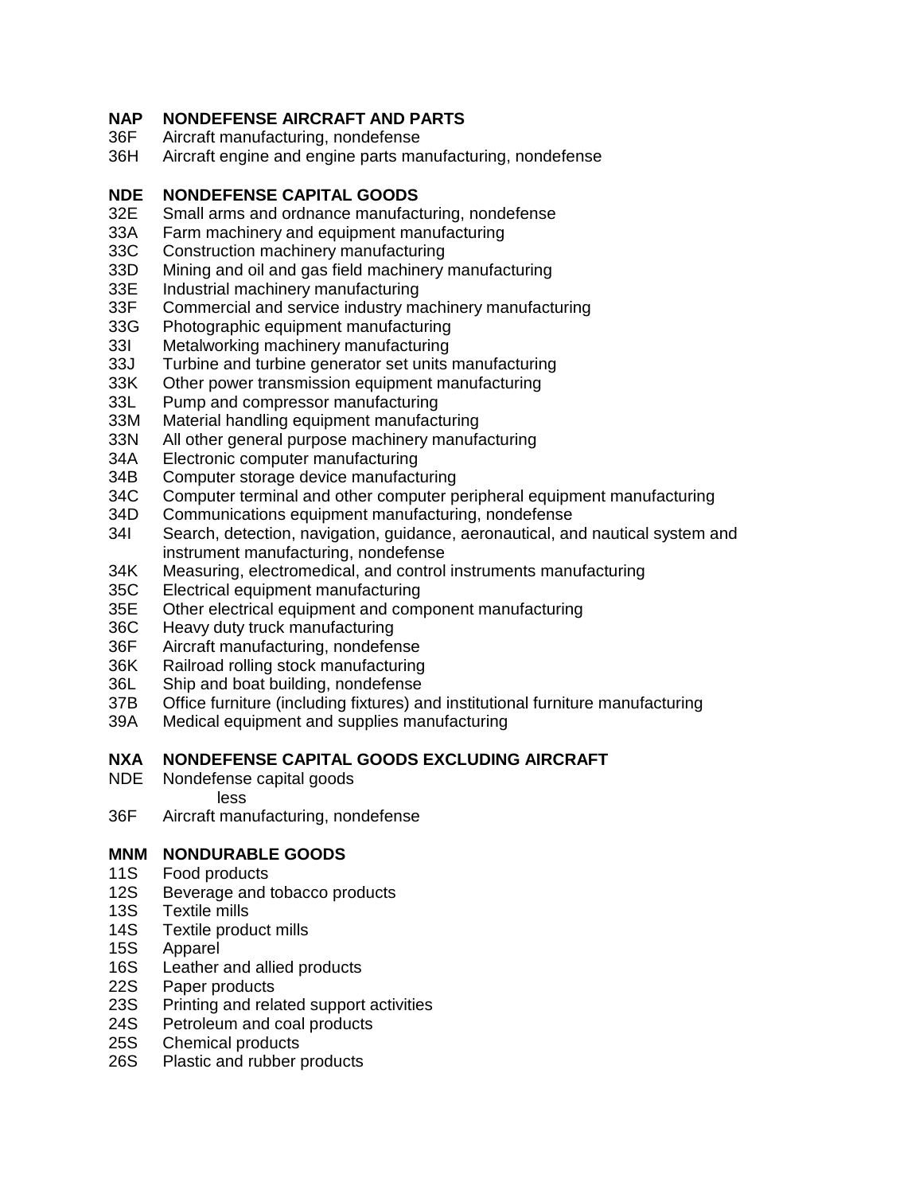**NAP NONDEFENSE AIRCRAFT AND PARTS**

36F Aircraft manufacturing, nondefense
36H Aircraft engine and engine parts manufacturing, nondefense

**NDE NONDEFENSE CAPITAL GOODS**

32E Small arms and ordnance manufacturing, nondefense
33A Farm machinery and equipment manufacturing
33C Construction machinery manufacturing
33D Mining and oil and gas field machinery manufacturing
33E Industrial machinery manufacturing
33F Commercial and service industry machinery manufacturing
33G Photographic equipment manufacturing
33I Metalworking machinery manufacturing
33J Turbine and turbine generator set units manufacturing
33K Other power transmission equipment manufacturing
33L Pump and compressor manufacturing
33M Material handling equipment manufacturing
33N All other general purpose machinery manufacturing
34A Electronic computer manufacturing
34B Computer storage device manufacturing
34C Computer terminal and other computer peripheral equipment manufacturing
34D Communications equipment manufacturing, nondefense
34I Search, detection, navigation, guidance, aeronautical, and nautical system and instrument manufacturing, nondefense
34K Measuring, electromedical, and control instruments manufacturing
35C Electrical equipment manufacturing
35E Other electrical equipment and component manufacturing
36C Heavy duty truck manufacturing
36F Aircraft manufacturing, nondefense
36K Railroad rolling stock manufacturing
36L Ship and boat building, nondefense
37B Office furniture (including fixtures) and institutional furniture manufacturing
39A Medical equipment and supplies manufacturing

**NXA NONDEFENSE CAPITAL GOODS EXCLUDING AIRCRAFT**

NDE Nondefense capital goods
less
36F Aircraft manufacturing, nondefense

**MNM NONDURABLE GOODS**

11S Food products
12S Beverage and tobacco products
13S Textile mills
14S Textile product mills
15S Apparel
16S Leather and allied products
22S Paper products
23S Printing and related support activities
24S Petroleum and coal products
25S Chemical products
26S Plastic and rubber products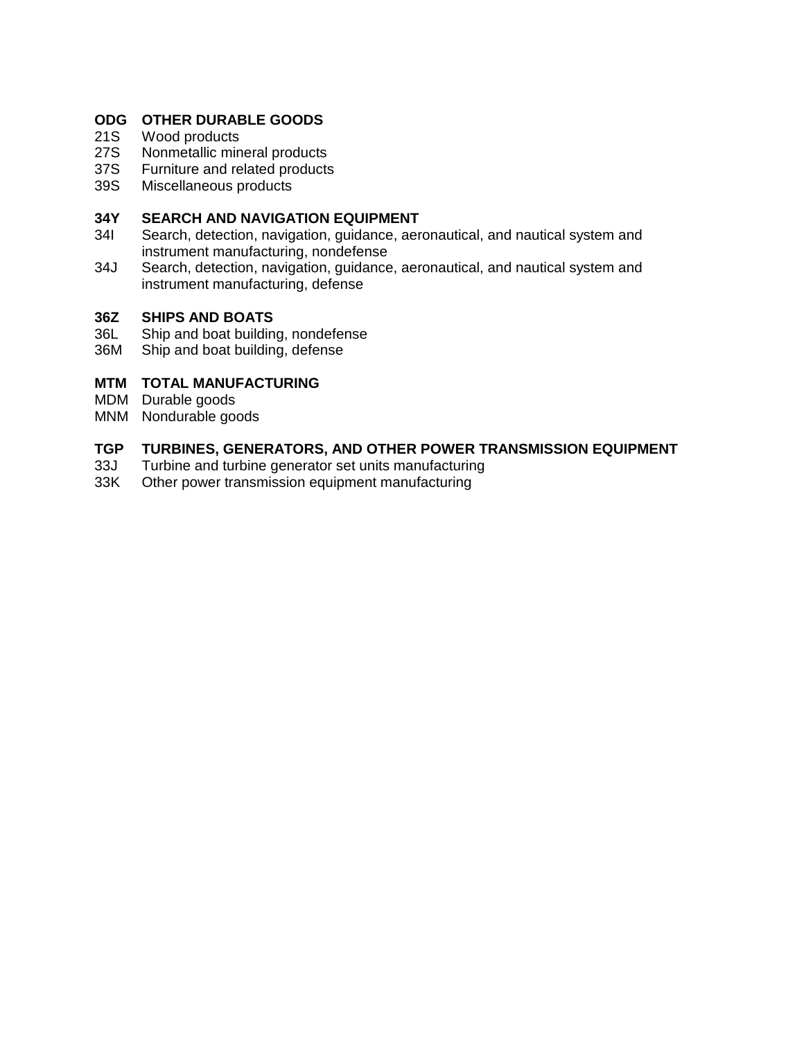**ODG OTHER DURABLE GOODS**
21S Wood products
27S Nonmetallic mineral products
37S Furniture and related products
39S Miscellaneous products

**34Y SEARCH AND NAVIGATION EQUIPMENT**
34I Search, detection, navigation, guidance, aeronautical, and nautical system and instrument manufacturing, nondefense
34J Search, detection, navigation, guidance, aeronautical, and nautical system and instrument manufacturing, defense

**36Z SHIPS AND BOATS**
36L Ship and boat building, nondefense
36M Ship and boat building, defense

**MTM TOTAL MANUFACTURING**
MDM Durable goods
MNM Nondurable goods

**TGP TURBINES, GENERATORS, AND OTHER POWER TRANSMISSION EQUIPMENT**
33J Turbine and turbine generator set units manufacturing
33K Other power transmission equipment manufacturing